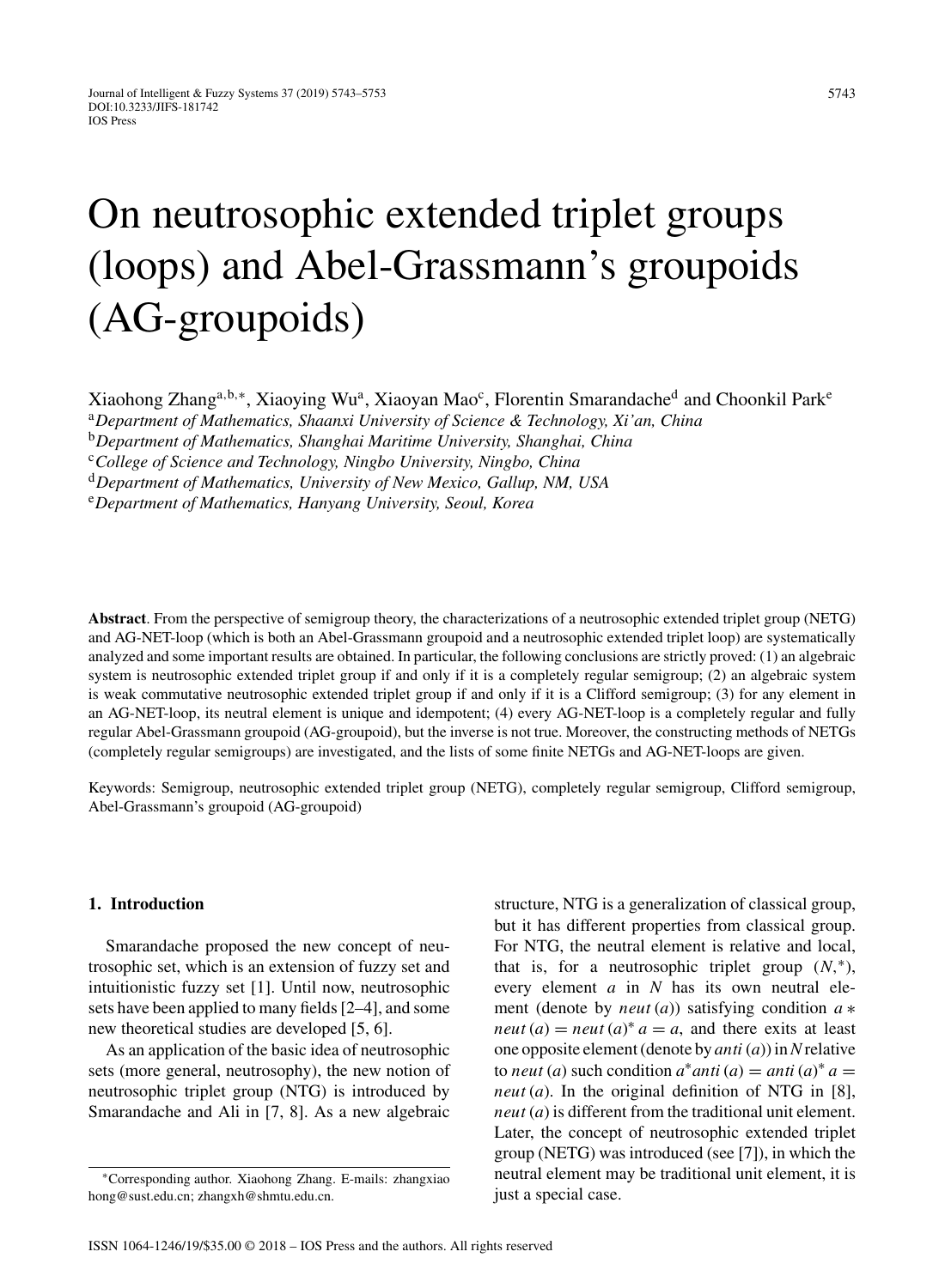# On neutrosophic extended triplet groups (loops) and Abel-Grassmann's groupoids (AG-groupoids)

Xiaohong Zhang[a,b,*], Xiaoying Wu[a], Xiaoyan Mao[c], Florentin Smarandache[d] and Choonkil Park[e]

[a] *Department of Mathematics, Shaanxi University of Science & Technology, Xi'an, China*
[b] *Department of Mathematics, Shanghai Maritime University, Shanghai, China*
[c] *College of Science and Technology, Ningbo University, Ningbo, China*
[d] *Department of Mathematics, University of New Mexico, Gallup, NM, USA*
[e] *Department of Mathematics, Hanyang University, Seoul, Korea*

**Abstract**. From the perspective of semigroup theory, the characterizations of a neutrosophic extended triplet group (NETG) and AG-NET-loop (which is both an Abel-Grassmann groupoid and a neutrosophic extended triplet loop) are systematically analyzed and some important results are obtained. In particular, the following conclusions are strictly proved: (1) an algebraic system is neutrosophic extended triplet group if and only if it is a completely regular semigroup; (2) an algebraic system is weak commutative neutrosophic extended triplet group if and only if it is a Clifford semigroup; (3) for any element in an AG-NET-loop, its neutral element is unique and idempotent; (4) every AG-NET-loop is a completely regular and fully regular Abel-Grassmann groupoid (AG-groupoid), but the inverse is not true. Moreover, the constructing methods of NETGs (completely regular semigroups) are investigated, and the lists of some finite NETGs and AG-NET-loops are given.

Keywords: Semigroup, neutrosophic extended triplet group (NETG), completely regular semigroup, Clifford semigroup, Abel-Grassmann's groupoid (AG-groupoid)

## 1. Introduction

Smarandache proposed the new concept of neutrosophic set, which is an extension of fuzzy set and intuitionistic fuzzy set [1]. Until now, neutrosophic sets have been applied to many fields [2–4], and some new theoretical studies are developed [5, 6].

As an application of the basic idea of neutrosophic sets (more general, neutrosophy), the new notion of neutrosophic triplet group (NTG) is introduced by Smarandache and Ali in [7, 8]. As a new algebraic structure, NTG is a generalization of classical group, but it has different properties from classical group. For NTG, the neutral element is relative and local, that is, for a neutrosophic triplet group $(N,*)$, every element $a$ in $N$ has its own neutral element (denote by $neut(a)$) satisfying condition $a * neut(a) = neut(a)^* a = a$, and there exits at least one opposite element (denote by $anti(a)$) in $N$ relative to $neut(a)$ such condition $a^* anti(a) = anti(a)^* a = neut(a)$. In the original definition of NTG in [8], $neut(a)$ is different from the traditional unit element. Later, the concept of neutrosophic extended triplet group (NETG) was introduced (see [7]), in which the neutral element may be traditional unit element, it is just a special case.

*Corresponding author. Xiaohong Zhang. E-mails: zhangxiaohong@sust.edu.cn; zhangxh@shmtu.edu.cn.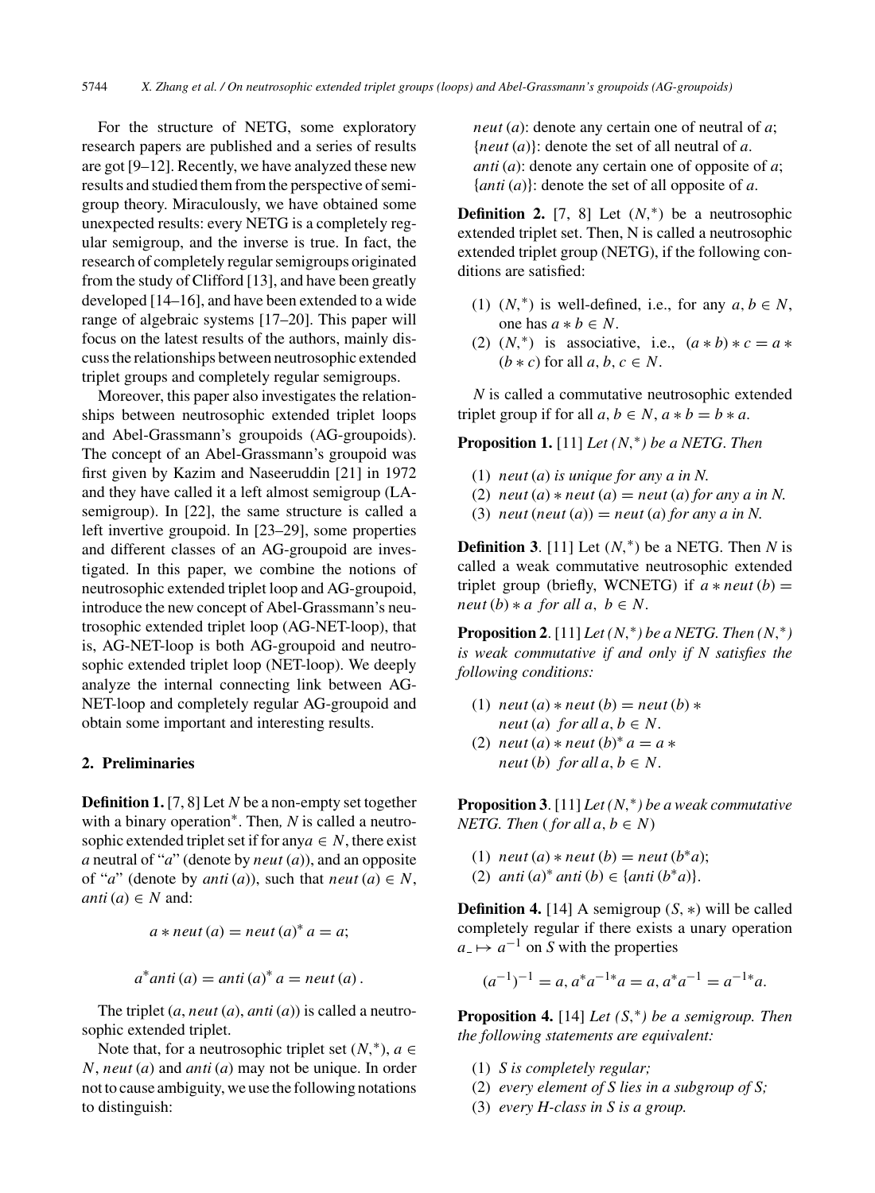For the structure of NETG, some exploratory research papers are published and a series of results are got [9–12]. Recently, we have analyzed these new results and studied them from the perspective of semigroup theory. Miraculously, we have obtained some unexpected results: every NETG is a completely regular semigroup, and the inverse is true. In fact, the research of completely regular semigroups originated from the study of Clifford [13], and have been greatly developed [14–16], and have been extended to a wide range of algebraic systems [17–20]. This paper will focus on the latest results of the authors, mainly discuss the relationships between neutrosophic extended triplet groups and completely regular semigroups.

Moreover, this paper also investigates the relationships between neutrosophic extended triplet loops and Abel-Grassmann's groupoids (AG-groupoids). The concept of an Abel-Grassmann's groupoid was first given by Kazim and Naseeruddin [21] in 1972 and they have called it a left almost semigroup (LA-semigroup). In [22], the same structure is called a left invertive groupoid. In [23–29], some properties and different classes of an AG-groupoid are investigated. In this paper, we combine the notions of neutrosophic extended triplet loop and AG-groupoid, introduce the new concept of Abel-Grassmann's neutrosophic extended triplet loop (AG-NET-loop), that is, AG-NET-loop is both AG-groupoid and neutrosophic extended triplet loop (NET-loop). We deeply analyze the internal connecting link between AG-NET-loop and completely regular AG-groupoid and obtain some important and interesting results.

## 2. Preliminaries

**Definition 1.** [7, 8] Let $N$ be a non-empty set together with a binary operation$^*$. Then, $N$ is called a neutrosophic extended triplet set if for any $a \in N$, there exist a neutral of "$a$" (denote by $neut(a)$), and an opposite of "$a$" (denote by $anti(a)$), such that $neut(a) \in N$, $anti(a) \in N$ and:

$$a * neut(a) = neut(a)^* a = a;$$

$$a^* anti(a) = anti(a)^* a = neut(a).$$

The triplet $(a, neut(a), anti(a))$ is called a neutrosophic extended triplet.

Note that, for a neutrosophic triplet set $(N,^*)$, $a \in N$, $neut(a)$ and $anti(a)$ may not be unique. In order not to cause ambiguity, we use the following notations to distinguish:

$neut(a)$: denote any certain one of neutral of $a$;
$\{neut(a)\}$: denote the set of all neutral of $a$.
$anti(a)$: denote any certain one of opposite of $a$;
$\{anti(a)\}$: denote the set of all opposite of $a$.

**Definition 2.** [7, 8] Let $(N,^*)$ be a neutrosophic extended triplet set. Then, N is called a neutrosophic extended triplet group (NETG), if the following conditions are satisfied:

(1) $(N,^*)$ is well-defined, i.e., for any $a, b \in N$, one has $a * b \in N$.
(2) $(N,^*)$ is associative, i.e., $(a * b) * c = a * (b * c)$ for all $a, b, c \in N$.

$N$ is called a commutative neutrosophic extended triplet group if for all $a, b \in N$, $a * b = b * a$.

**Proposition 1.** [11] *Let $(N,^*)$ be a NETG. Then*

(1) *$neut(a)$ is unique for any a in N.*
(2) *$neut(a) * neut(a) = neut(a)$ for any a in N.*
(3) *$neut(neut(a)) = neut(a)$ for any a in N.*

**Definition 3**. [11] Let $(N,^*)$ be a NETG. Then $N$ is called a weak commutative neutrosophic extended triplet group (briefly, WCNETG) if $a * neut(b) = neut(b) * a$ for all $a, b \in N$.

**Proposition 2**. [11] *Let $(N,^*)$ be a NETG. Then $(N,^*)$ is weak commutative if and only if N satisfies the following conditions:*

(1) *$neut(a) * neut(b) = neut(b) * neut(a)$ for all $a, b \in N$.*
(2) *$neut(a) * neut(b)^* a = a * neut(b)$ for all $a, b \in N$.*

**Proposition 3**. [11] *Let $(N,^*)$ be a weak commutative NETG. Then ( for all $a, b \in N$)*

(1) *$neut(a) * neut(b) = neut(b^* a)$;*
(2) *$anti(a)^* anti(b) \in \{anti(b^* a)\}$.*

**Definition 4.** [14] A semigroup $(S, *)$ will be called completely regular if there exists a unary operation $a \mapsto a^{-1}$ on $S$ with the properties

$$(a^{-1})^{-1} = a, a^* a^{-1*} a = a, a^* a^{-1} = a^{-1*} a.$$

**Proposition 4.** [14] *Let $(S,^*)$ be a semigroup. Then the following statements are equivalent:*

(1) *S is completely regular;*
(2) *every element of S lies in a subgroup of S;*
(3) *every H-class in S is a group.*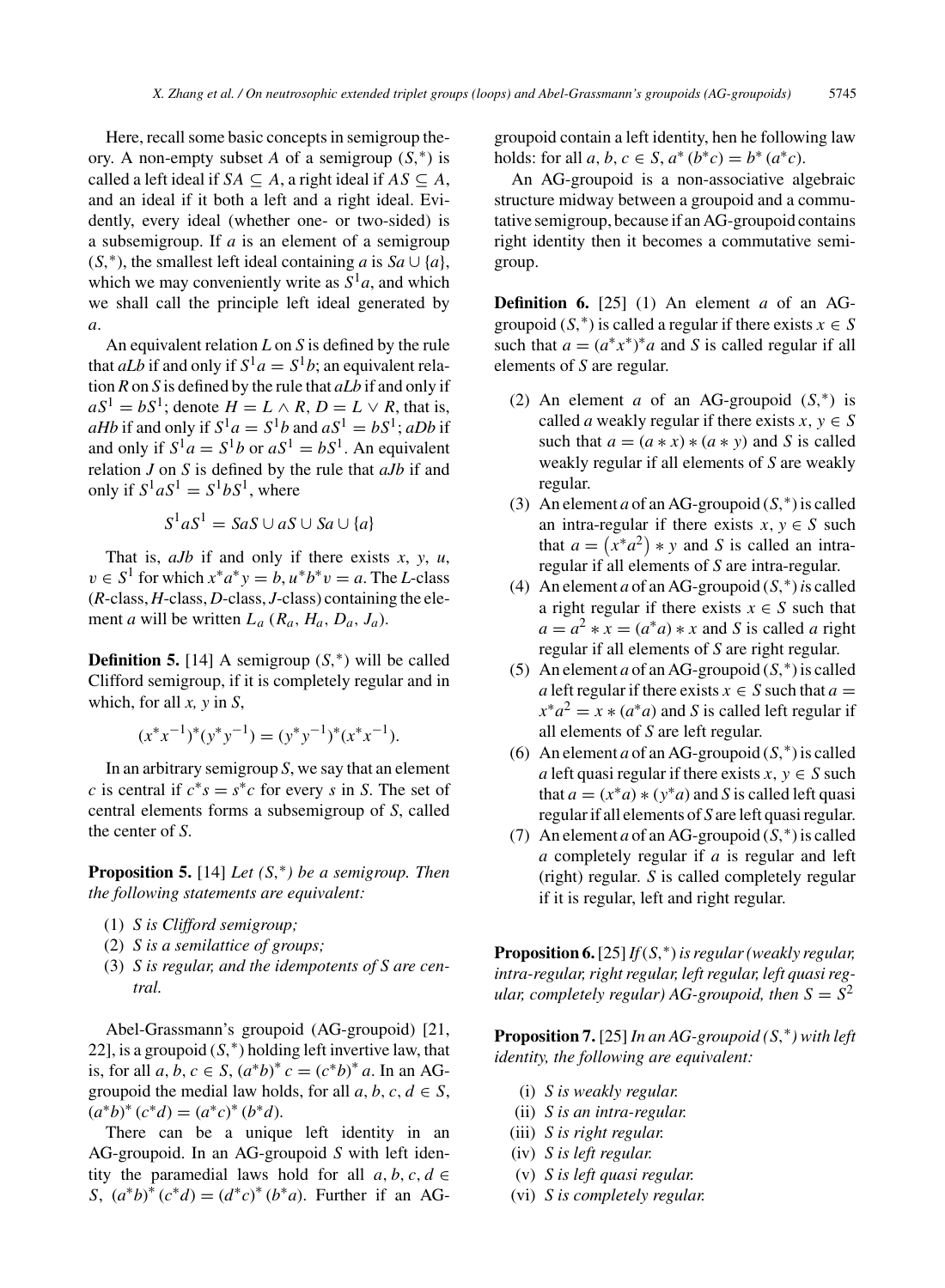Here, recall some basic concepts in semigroup theory. A non-empty subset $A$ of a semigroup $(S,^*)$ is called a left ideal if $SA \subseteq A$, a right ideal if $AS \subseteq A$, and an ideal if it both a left and a right ideal. Evidently, every ideal (whether one- or two-sided) is a subsemigroup. If $a$ is an element of a semigroup $(S,^*)$, the smallest left ideal containing $a$ is $Sa \cup \{a\}$, which we may conveniently write as $S^1a$, and which we shall call the principle left ideal generated by $a$.

An equivalent relation $L$ on $S$ is defined by the rule that $aLb$ if and only if $S^1a = S^1b$; an equivalent relation $R$ on $S$ is defined by the rule that $aLb$ if and only if $aS^1 = bS^1$; denote $H = L \wedge R$, $D = L \vee R$, that is, $aHb$ if and only if $S^1a = S^1b$ and $aS^1 = bS^1$; $aDb$ if and only if $S^1a = S^1b$ or $aS^1 = bS^1$. An equivalent relation $J$ on $S$ is defined by the rule that $aJb$ if and only if $S^1aS^1 = S^1bS^1$, where

$$S^1aS^1 = SaS \cup aS \cup Sa \cup \{a\}$$

That is, $aJb$ if and only if there exists $x$, $y$, $u$, $v \in S^1$ for which $x^*a^*y = b$, $u^*b^*v = a$. The $L$-class ($R$-class, $H$-class, $D$-class, $J$-class) containing the element $a$ will be written $L_a$ ($R_a$, $H_a$, $D_a$, $J_a$).

**Definition 5.** [14] A semigroup $(S,^*)$ will be called Clifford semigroup, if it is completely regular and in which, for all $x$, $y$ in $S$,

$$(x^*x^{-1})^*(y^*y^{-1}) = (y^*y^{-1})^*(x^*x^{-1}).$$

In an arbitrary semigroup $S$, we say that an element $c$ is central if $c^*s = s^*c$ for every $s$ in $S$. The set of central elements forms a subsemigroup of $S$, called the center of $S$.

**Proposition 5.** [14] *Let $(S,^*)$ be a semigroup. Then the following statements are equivalent:*

1. *$S$ is Clifford semigroup;*
2. *$S$ is a semilattice of groups;*
3. *$S$ is regular, and the idempotents of $S$ are central.*

Abel-Grassmann's groupoid (AG-groupoid) [21, 22], is a groupoid $(S,^*)$ holding left invertive law, that is, for all $a, b, c \in S$, $(a^*b)^*c = (c^*b)^*a$. In an AG-groupoid the medial law holds, for all $a, b, c, d \in S$, $(a^*b)^*(c^*d) = (a^*c)^*(b^*d)$.

There can be a unique left identity in an AG-groupoid. In an AG-groupoid $S$ with left identity the paramedial laws hold for all $a, b, c, d \in S$, $(a^*b)^*(c^*d) = (d^*c)^*(b^*a)$. Further if an AG-groupoid contain a left identity, hen he following law holds: for all $a, b, c \in S$, $a^*(b^*c) = b^*(a^*c)$.

An AG-groupoid is a non-associative algebraic structure midway between a groupoid and a commutative semigroup, because if an AG-groupoid contains right identity then it becomes a commutative semigroup.

**Definition 6.** [25] (1) An element $a$ of an AG-groupoid $(S,^*)$ is called a regular if there exists $x \in S$ such that $a = (a^*x^*)^*a$ and $S$ is called regular if all elements of $S$ are regular.

(2) An element $a$ of an AG-groupoid $(S,^*)$ is called $a$ weakly regular if there exists $x$, $y \in S$ such that $a = (a * x) * (a * y)$ and $S$ is called weakly regular if all elements of $S$ are weakly regular.

(3) An element $a$ of an AG-groupoid $(S,^*)$ is called an intra-regular if there exists $x, y \in S$ such that $a = (x^*a^2) * y$ and $S$ is called an intra-regular if all elements of $S$ are intra-regular.

(4) An element $a$ of an AG-groupoid $(S,^*)$ *is* called a right regular if there exists $x \in S$ such that $a = a^2 * x = (a^*a) * x$ and $S$ is called $a$ right regular if all elements of $S$ are right regular.

(5) An element $a$ of an AG-groupoid $(S,^*)$ is called $a$ left regular if there exist $x \in S$ such that $a = x^*a^2 = x * (a^*a)$ and $S$ is called left regular if all elements of $S$ are left regular.

(6) An element $a$ of an AG-groupoid $(S,^*)$ is called $a$ left quasi regular if there exists $x$, $y \in S$ such that $a = (x^*a) * (y^*a)$ and $S$ is called left quasi regular if all elements of $S$ are left quasi regular.

(7) An element $a$ of an AG-groupoid $(S,^*)$ is called $a$ completely regular if $a$ is regular and left (right) regular. $S$ is called completely regular if it is regular, left and right regular.

**Proposition 6.** [25] *If $(S,^*)$ is regular (weakly regular, intra-regular, right regular, left regular, left quasi regular, completely regular) AG-groupoid, then $S = S^2$*

**Proposition 7.** [25] *In an AG-groupoid $(S,^*)$ with left identity, the following are equivalent:*

- (i) *$S$ is weakly regular.*
- (ii) *$S$ is an intra-regular.*
- (iii) *$S$ is right regular.*
- (iv) *$S$ is left regular.*
- (v) *$S$ is left quasi regular.*
- (vi) *$S$ is completely regular.*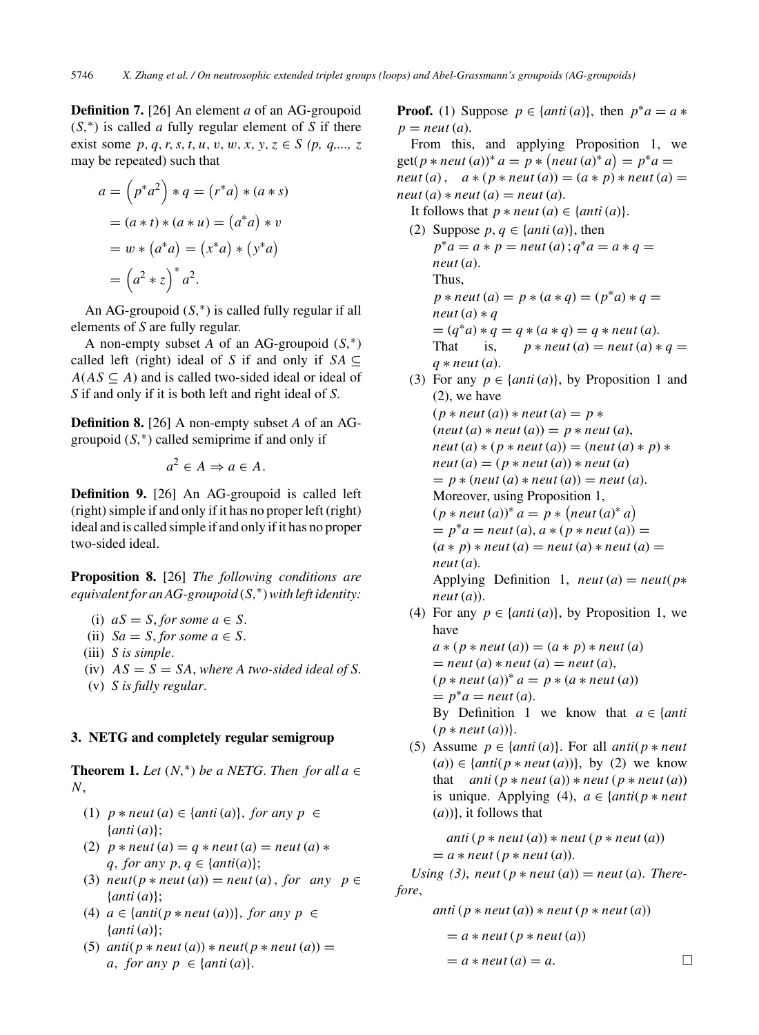**Definition 7.** [26] An element $a$ of an AG-groupoid $(S,^*)$ is called *a* fully regular element of $S$ if there exist some $p, q, r, s, t, u, v, w, x, y, z \in S$ *(p, q,..., z* may be repeated) such that

$$
\begin{aligned}
a &= \left(p^* a^2\right) * q = \left(r^* a\right) * (a * s) \\
&= (a * t) * (a * u) = \left(a^* a\right) * v \\
&= w * \left(a^* a\right) = \left(x^* a\right) * \left(y^* a\right) \\
&= \left(a^2 * z\right)^* a^2.
\end{aligned}
$$

An AG-groupoid $(S,^*)$ is called fully regular if all elements of $S$ are fully regular.

A non-empty subset $A$ of an AG-groupoid $(S,^*)$ called left (right) ideal of $S$ if and only if $SA \subseteq A (AS \subseteq A)$ and is called two-sided ideal or ideal of $S$ if and only if it is both left and right ideal of $S$.

**Definition 8.** [26] A non-empty subset $A$ of an AG-groupoid $(S,^*)$ called semiprime if and only if

$$a^2 \in A \Rightarrow a \in A.$$

**Definition 9.** [26] An AG-groupoid is called left (right) simple if and only if it has no proper left (right) ideal and is called simple if and only if it has no proper two-sided ideal.

**Proposition 8.** [26] *The following conditions are equivalent for an AG-groupoid $(S,^*)$ with left identity:*

(i) $aS = S$, *for some* $a \in S$.
(ii) $Sa = S$, *for some* $a \in S$.
(iii) *S is simple*.
(iv) $AS = S = SA$, *where A two-sided ideal of S*.
(v) *S is fully regular*.

## 3. NETG and completely regular semigroup

**Theorem 1.** *Let $(N,^*)$ be a NETG. Then for all $a \in N$,*

(1) $p * neut(a) \in \{anti(a)\}$, *for any* $p \in \{anti(a)\}$;
(2) $p * neut(a) = q * neut(a) = neut(a) * q$, *for any* $p, q \in \{anti(a)\}$;
(3) $neut(p * neut(a)) = neut(a)$, *for any* $p \in \{anti(a)\}$;
(4) $a \in \{anti(p * neut(a))\}$, *for any* $p \in \{anti(a)\}$;
(5) $anti(p * neut(a)) * neut(p * neut(a)) = a$, *for any* $p \in \{anti(a)\}$.

**Proof.** (1) Suppose $p \in \{anti(a)\}$, then $p^* a = a * p = neut(a)$.

From this, and applying Proposition 1, we get $(p * neut(a))^* a = p * \left(neut(a)^* a\right) = p^* a = neut(a)$, $\quad a * (p * neut(a)) = (a * p) * neut(a) = neut(a) * neut(a) = neut(a)$.

It follows that $p * neut(a) \in \{anti(a)\}$.

(2) Suppose $p, q \in \{anti(a)\}$, then
$p^* a = a * p = neut(a)$; $q^* a = a * q = neut(a)$.
Thus,
$p * neut(a) = p * (a * q) = (p^* a) * q = neut(a) * q$
$= (q^* a) * q = q * (a * q) = q * neut(a)$.
That is, $p * neut(a) = neut(a) * q = q * neut(a)$.

(3) For any $p \in \{anti(a)\}$, by Proposition 1 and (2), we have
$(p * neut(a)) * neut(a) = p * (neut(a) * neut(a)) = p * neut(a)$,
$neut(a) * (p * neut(a)) = (neut(a) * p) * neut(a) = (p * neut(a)) * neut(a)$
$= p * (neut(a) * neut(a)) = neut(a)$.
Moreover, using Proposition 1,
$(p * neut(a))^* a = p * \left(neut(a)^* a\right)$
$= p^* a = neut(a)$, $a * (p * neut(a)) = (a * p) * neut(a) = neut(a) * neut(a) = neut(a)$.
Applying Definition 1, $neut(a) = neut(p * neut(a))$.

(4) For any $p \in \{anti(a)\}$, by Proposition 1, we have
$a * (p * neut(a)) = (a * p) * neut(a)$
$= neut(a) * neut(a) = neut(a)$,
$(p * neut(a))^* a = p * (a * neut(a))$
$= p^* a = neut(a)$.
By Definition 1 we know that $a \in \{anti(p * neut(a))\}$.

(5) Assume $p \in \{anti(a)\}$. For all $anti(p * neut(a)) \in \{anti(p * neut(a))\}$, by (2) we know that $anti(p * neut(a)) * neut(p * neut(a))$ is unique. Applying (4), $a \in \{anti(p * neut(a))\}$, it follows that

$$
\begin{aligned}
&anti(p * neut(a)) * neut(p * neut(a)) \\
&= a * neut(p * neut(a)).
\end{aligned}
$$

*Using (3), $neut(p * neut(a)) = neut(a)$. Therefore,*

$$
\begin{aligned}
&anti(p * neut(a)) * neut(p * neut(a)) \\
&= a * neut(p * neut(a)) \\
&= a * neut(a) = a. \qquad \square
\end{aligned}
$$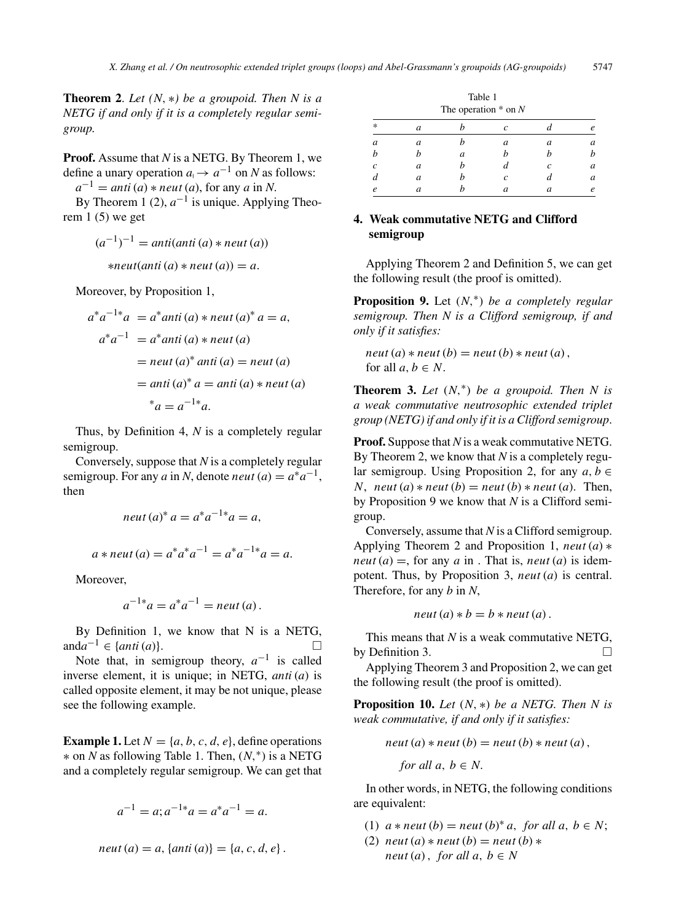**Theorem 2**. *Let $(N, *)$ be a groupoid. Then N is a NETG if and only if it is a completely regular semigroup.*

**Proof.** Assume that $N$ is a NETG. By Theorem 1, we define a unary operation $a \to a^{-1}$ on $N$ as follows:

$a^{-1} = anti\,(a) * neut\,(a)$, for any $a$ in $N$.

By Theorem 1 (2), $a^{-1}$ is unique. Applying Theorem 1 (5) we get

$$(a^{-1})^{-1} = anti(anti\,(a) * neut\,(a))$$

$$*neut(anti\,(a) * neut\,(a)) = a.$$

Moreover, by Proposition 1,

$$a^* a^{-1*} a \ = a^* anti\,(a) * neut\,(a)^* \, a = a,$$

$$a^* a^{-1} \ = a^* anti\,(a) * neut\,(a)$$

$$= neut\,(a)^* \, anti\,(a) = neut\,(a)$$

$$= anti\,(a)^* \, a = anti\,(a) * neut\,(a)$$

$$^* a = a^{-1*} a.$$

Thus, by Definition 4, $N$ is a completely regular semigroup.

Conversely, suppose that $N$ is a completely regular semigroup. For any $a$ in $N$, denote $neut\,(a) = a^* a^{-1}$, then

$$neut\,(a)^* \, a = a^* a^{-1*} a = a,$$

$$a * neut\,(a) = a^* a^* a^{-1} = a^* a^{-1*} a = a.$$

Moreover,

$$a^{-1*} a = a^* a^{-1} = neut\,(a).$$

By Definition 1, we know that N is a NETG, and$a^{-1} \in \{anti\,(a)\}$. □

Note that, in semigroup theory, $a^{-1}$ is called inverse element, it is unique; in NETG, $anti\,(a)$ is called opposite element, it may be not unique, please see the following example.

**Example 1.** Let $N = \{a, b, c, d, e\}$, define operations $*$ on $N$ as following Table 1. Then, $(N,^*)$ is a NETG and a completely regular semigroup. We can get that

$$a^{-1} = a; a^{-1*} a = a^* a^{-1} = a.$$

$$neut\,(a) = a, \{anti\,(a)\} = \{a, c, d, e\}\,.$$

Table 1
The operation $*$ on $N$

| * | a | b | c | d | e |
|---|---|---|---|---|---|
| a | a | b | a | a | a |
| b | b | a | b | b | b |
| c | a | b | d | c | a |
| d | a | b | c | d | a |
| e | a | b | a | a | e |

## 4. Weak commutative NETG and Clifford semigroup

Applying Theorem 2 and Definition 5, we can get the following result (the proof is omitted).

**Proposition 9.** Let $(N,^*)$ *be a completely regular semigroup. Then N is a Clifford semigroup, if and only if it satisfies:*

$neut\,(a) * neut\,(b) = neut\,(b) * neut\,(a)\,,$
for all $a, b \in N$.

**Theorem 3.** *Let $(N,^*)$ be a groupoid. Then N is a weak commutative neutrosophic extended triplet group (NETG) if and only if it is a Clifford semigroup.*

**Proof.** Suppose that $N$ is a weak commutative NETG. By Theorem 2, we know that $N$ is a completely regular semigroup. Using Proposition 2, for any $a, b \in N$, $neut\,(a) * neut\,(b) = neut\,(b) * neut\,(a)$. Then, by Proposition 9 we know that $N$ is a Clifford semigroup.

Conversely, assume that $N$ is a Clifford semigroup. Applying Theorem 2 and Proposition 1, $neut\,(a) * neut\,(a) =$, for any $a$ in . That is, $neut\,(a)$ is idempotent. Thus, by Proposition 3, $neut\,(a)$ is central. Therefore, for any $b$ in $N$,

$$neut\,(a) * b = b * neut\,(a)\,.$$

This means that $N$ is a weak commutative NETG, by Definition 3. □

Applying Theorem 3 and Proposition 2, we can get the following result (the proof is omitted).

**Proposition 10.** *Let $(N, *)$ be a NETG. Then N is weak commutative, if and only if it satisfies:*

$$neut\,(a) * neut\,(b) = neut\,(b) * neut\,(a)\,,$$

*for all $a,\ b \in N$.*

In other words, in NETG, the following conditions are equivalent:

(1) $a * neut\,(b) = neut\,(b)^* \, a$, *for all $a,\ b \in N$;*
(2) $neut\,(a) * neut\,(b) = neut\,(b) * neut\,(a)$, *for all $a,\ b \in N$*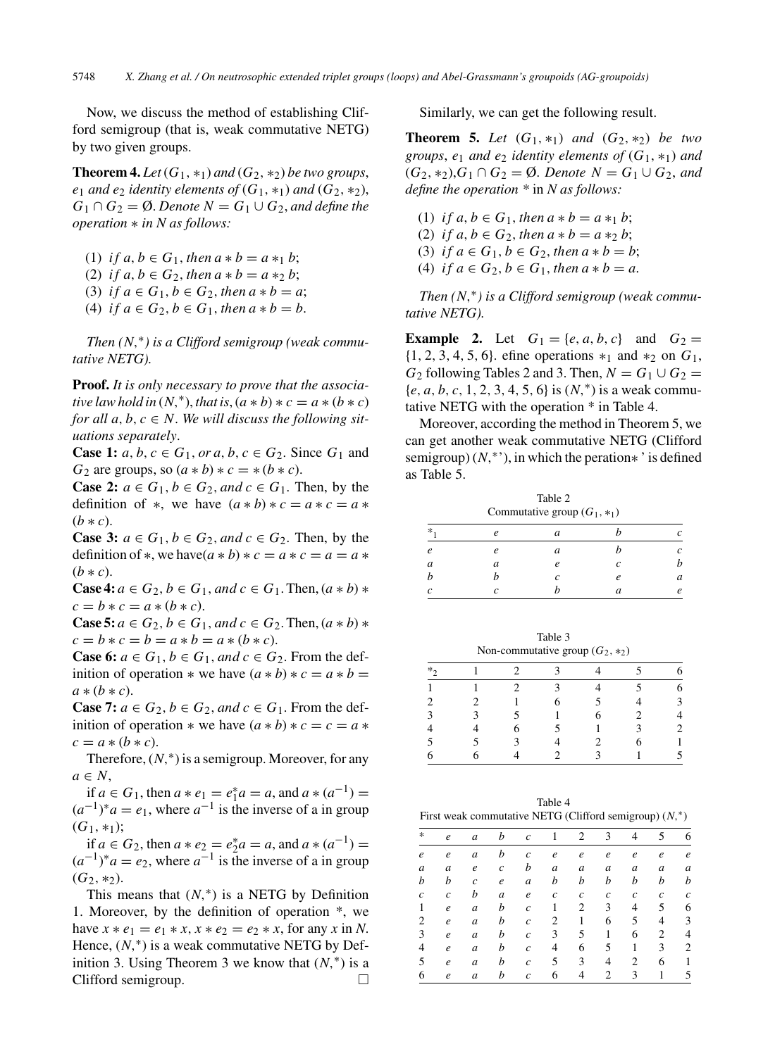Now, we discuss the method of establishing Clifford semigroup (that is, weak commutative NETG) by two given groups.

**Theorem 4.** *Let $(G_1, *_1)$ and $(G_2, *_2)$ be two groups, $e_1$ and $e_2$ identity elements of $(G_1, *_1)$ and $(G_2, *_2)$, $G_1 \cap G_2 = \emptyset$. Denote $N = G_1 \cup G_2$, and define the operation $*$ in N as follows:*

(1) *if $a, b \in G_1$, then $a * b = a *_1 b$;*
(2) *if $a, b \in G_2$, then $a * b = a *_2 b$;*
(3) *if $a \in G_1, b \in G_2$, then $a * b = a$;*
(4) *if $a \in G_2, b \in G_1$, then $a * b = b$.*

*Then $(N, ^*)$ is a Clifford semigroup (weak commutative NETG).*

**Proof.** *It is only necessary to prove that the associative law hold in $(N, ^*)$, that is, $(a * b) * c = a * (b * c)$ for all $a, b, c \in N$. We will discuss the following situations separately*.

**Case 1:** *$a, b, c \in G_1$, or $a, b, c \in G_2$.* Since $G_1$ and $G_2$ are groups, so $(a * b) * c = *(b * c)$.

**Case 2:** *$a \in G_1, b \in G_2$, and $c \in G_1$.* Then, by the definition of $*$, we have $(a * b) * c = a * c = a * (b * c)$.

**Case 3:** *$a \in G_1, b \in G_2$, and $c \in G_2$.* Then, by the definition of $*$, we have $(a * b) * c = a * c = a = a * (b * c)$.

**Case 4:** *$a \in G_2, b \in G_1$, and $c \in G_1$.* Then, $(a * b) * c = b * c = a * (b * c)$.

**Case 5:** *$a \in G_2, b \in G_1$, and $c \in G_2$.* Then, $(a * b) * c = b * c = b = a * b = a * (b * c)$.

**Case 6:** *$a \in G_1, b \in G_1$, and $c \in G_2$.* From the definition of operation $*$ we have $(a * b) * c = a * b = a * (b * c)$.

**Case 7:** *$a \in G_2, b \in G_2$, and $c \in G_1$.* From the definition of operation $*$ we have $(a * b) * c = c = a * c = a * (b * c)$.

Therefore, $(N, ^*)$ is a semigroup. Moreover, for any $a \in N$,

if $a \in G_1$, then $a * e_1 = e_1^* a = a$, and $a * (a^{-1}) = (a^{-1})^* a = e_1$, where $a^{-1}$ is the inverse of a in group $(G_1, *_1)$;

if $a \in G_2$, then $a * e_2 = e_2^* a = a$, and $a * (a^{-1}) = (a^{-1})^* a = e_2$, where $a^{-1}$ is the inverse of a in group $(G_2, *_2)$.

This means that $(N, ^*)$ is a NETG by Definition 1. Moreover, by the definition of operation $*$, we have $x * e_1 = e_1 * x$, $x * e_2 = e_2 * x$, for any $x$ in $N$. Hence, $(N, ^*)$ is a weak commutative NETG by Definition 3. Using Theorem 3 we know that $(N, ^*)$ is a Clifford semigroup. □

Similarly, we can get the following result.

**Theorem 5.** *Let $(G_1, *_1)$ and $(G_2, *_2)$ be two groups, $e_1$ and $e_2$ identity elements of $(G_1, *_1)$ and $(G_2, *_2)$, $G_1 \cap G_2 = \emptyset$. Denote $N = G_1 \cup G_2$, and define the operation $*$ in N as follows:*

(1) *if $a, b \in G_1$, then $a * b = a *_1 b$;*
(2) *if $a, b \in G_2$, then $a * b = a *_2 b$;*
(3) *if $a \in G_1, b \in G_2$, then $a * b = b$;*
(4) *if $a \in G_2, b \in G_1$, then $a * b = a$.*

*Then $(N, ^*)$ is a Clifford semigroup (weak commutative NETG).*

**Example 2.** Let $G_1 = \{e, a, b, c\}$ and $G_2 = \{1, 2, 3, 4, 5, 6\}$. efine operations $*_1$ and $*_2$ on $G_1$, $G_2$ following Tables 2 and 3. Then, $N = G_1 \cup G_2 = \{e, a, b, c, 1, 2, 3, 4, 5, 6\}$ is $(N, ^*)$ is a weak commutative NETG with the operation $*$ in Table 4.

Moreover, according the method in Theorem 5, we can get another weak commutative NETG (Clifford semigroup) $(N, *')$, in which the peration$*$' is defined as Table 5.

Table 2
Commutative group $(G_1, *_1)$

| $*_1$ | $e$ | $a$ | $b$ | $c$ |
|---|---|---|---|---|
| $e$ | $e$ | $a$ | $b$ | $c$ |
| $a$ | $a$ | $e$ | $c$ | $b$ |
| $b$ | $b$ | $c$ | $e$ | $a$ |
| $c$ | $c$ | $b$ | $a$ | $e$ |

Table 3
Non-commutative group $(G_2, *_2)$

| $*_2$ | 1 | 2 | 3 | 4 | 5 | 6 |
|---|---|---|---|---|---|---|
| 1 | 1 | 2 | 3 | 4 | 5 | 6 |
| 2 | 2 | 1 | 6 | 5 | 4 | 3 |
| 3 | 3 | 5 | 1 | 6 | 2 | 4 |
| 4 | 4 | 6 | 5 | 1 | 3 | 2 |
| 5 | 5 | 3 | 4 | 2 | 6 | 1 |
| 6 | 6 | 4 | 2 | 3 | 1 | 5 |

Table 4
First weak commutative NETG (Clifford semigroup) $(N, ^*)$

| $*$ | $e$ | $a$ | $b$ | $c$ | 1 | 2 | 3 | 4 | 5 | 6 |
|---|---|---|---|---|---|---|---|---|---|---|
| $e$ | $e$ | $a$ | $b$ | $c$ | $e$ | $e$ | $e$ | $e$ | $e$ | $e$ |
| $a$ | $a$ | $e$ | $c$ | $b$ | $a$ | $a$ | $a$ | $a$ | $a$ | $a$ |
| $b$ | $b$ | $c$ | $e$ | $a$ | $b$ | $b$ | $b$ | $b$ | $b$ | $b$ |
| $c$ | $c$ | $b$ | $a$ | $e$ | $c$ | $c$ | $c$ | $c$ | $c$ | $c$ |
| 1 | $e$ | $a$ | $b$ | $c$ | 1 | 2 | 3 | 4 | 5 | 6 |
| 2 | $e$ | $a$ | $b$ | $c$ | 2 | 1 | 6 | 5 | 4 | 3 |
| 3 | $e$ | $a$ | $b$ | $c$ | 3 | 5 | 1 | 6 | 2 | 4 |
| 4 | $e$ | $a$ | $b$ | $c$ | 4 | 6 | 5 | 1 | 3 | 2 |
| 5 | $e$ | $a$ | $b$ | $c$ | 5 | 3 | 4 | 2 | 6 | 1 |
| 6 | $e$ | $a$ | $b$ | $c$ | 6 | 4 | 2 | 3 | 1 | 5 |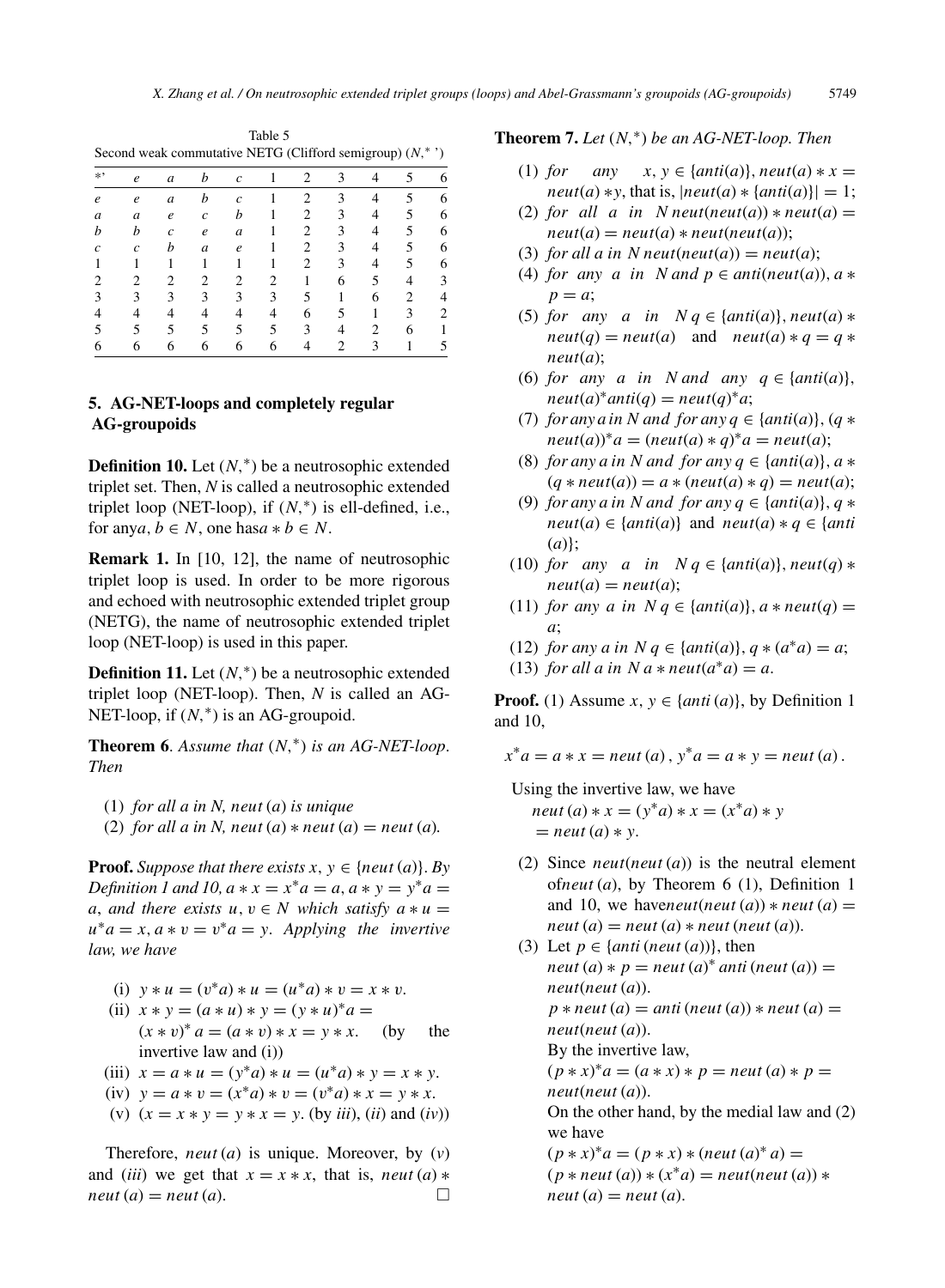Table 5
Second weak commutative NETG (Clifford semigroup) $(N, *')$

| *' | e | a | b | c | 1 | 2 | 3 | 4 | 5 | 6 |
|---|---|---|---|---|---|---|---|---|---|---|
| e | e | a | b | c | 1 | 2 | 3 | 4 | 5 | 6 |
| a | a | e | c | b | 1 | 2 | 3 | 4 | 5 | 6 |
| b | b | c | e | a | 1 | 2 | 3 | 4 | 5 | 6 |
| c | c | b | a | e | 1 | 2 | 3 | 4 | 5 | 6 |
| 1 | 1 | 1 | 1 | 1 | 1 | 2 | 3 | 4 | 5 | 6 |
| 2 | 2 | 2 | 2 | 2 | 2 | 1 | 6 | 5 | 4 | 3 |
| 3 | 3 | 3 | 3 | 3 | 3 | 5 | 1 | 6 | 2 | 4 |
| 4 | 4 | 4 | 4 | 4 | 4 | 6 | 5 | 1 | 3 | 2 |
| 5 | 5 | 5 | 5 | 5 | 5 | 3 | 4 | 2 | 6 | 1 |
| 6 | 6 | 6 | 6 | 6 | 6 | 4 | 2 | 3 | 1 | 5 |

## 5. AG-NET-loops and completely regular AG-groupoids

**Definition 10.** Let $(N, *)$ be a neutrosophic extended triplet set. Then, $N$ is called a neutrosophic extended triplet loop (NET-loop), if $(N, *)$ is ell-defined, i.e., for any$a, b \in N$, one has$a * b \in N$.

**Remark 1.** In [10, 12], the name of neutrosophic triplet loop is used. In order to be more rigorous and echoed with neutrosophic extended triplet group (NETG), the name of neutrosophic extended triplet loop (NET-loop) is used in this paper.

**Definition 11.** Let $(N, *)$ be a neutrosophic extended triplet loop (NET-loop). Then, $N$ is called an AG-NET-loop, if $(N, *)$ is an AG-groupoid.

**Theorem 6**. *Assume that $(N, *)$ is an AG-NET-loop. Then*

(1) *for all a in N, neut $(a)$ is unique*
(2) *for all a in N, neut $(a) *$ neut $(a) =$ neut $(a)$.*

**Proof.** *Suppose that there exists $x, y \in \{neut(a)\}$. By Definition 1 and 10, $a * x = x^* a = a$, $a * y = y^* a = a$, and there exists $u, v \in N$ which satisfy $a * u = u^* a = x$, $a * v = v^* a = y$. Applying the invertive law, we have*

(i) $y * u = (v^* a) * u = (u^* a) * v = x * v$.
(ii) $x * y = (a * u) * y = (y * u)^* a = (x * v)^* a = (a * v) * x = y * x$. (by the invertive law and (i))
(iii) $x = a * u = (y^* a) * u = (u^* a) * y = x * y$.
(iv) $y = a * v = (x^* a) * v = (v^* a) * x = y * x$.
(v) $(x = x * y = y * x = y$. (by $(iii)$, $(ii)$ and $(iv)$)

Therefore, $neut(a)$ is unique. Moreover, by $(v)$ and $(iii)$ we get that $x = x * x$, that is, $neut(a) * neut(a) = neut(a)$. □

**Theorem 7.** *Let $(N, *)$ be an AG-NET-loop. Then*

(1) *for any $x, y \in \{anti(a)\}$, $neut(a) * x = neut(a) * y$, that is, $|neut(a) * \{anti(a)\}| = 1$;*
(2) *for all a in N $neut(neut(a)) * neut(a) = neut(a) = neut(a) * neut(neut(a))$;*
(3) *for all a in N $neut(neut(a)) = neut(a)$;*
(4) *for any a in N and $p \in anti(neut(a))$, $a * p = a$;*
(5) *for any a in N $q \in \{anti(a)\}$, $neut(a) * neut(q) = neut(a)$ and $neut(a) * q = q * neut(a)$;*
(6) *for any a in N and any $q \in \{anti(a)\}$, $neut(a)^* anti(q) = neut(q)^* a$;*
(7) *for any a in N and for any $q \in \{anti(a)\}$, $(q * neut(a))^* a = (neut(a) * q)^* a = neut(a)$;*
(8) *for any a in N and for any $q \in \{anti(a)\}$, $a * (q * neut(a)) = a * (neut(a) * q) = neut(a)$;*
(9) *for any a in N and for any $q \in \{anti(a)\}$, $q * neut(a) \in \{anti(a)\}$ and $neut(a) * q \in \{anti(a)\}$;*
(10) *for any a in N $q \in \{anti(a)\}$, $neut(q) * neut(a) = neut(a)$;*
(11) *for any a in N $q \in \{anti(a)\}$, $a * neut(q) = a$;*
(12) *for any a in N $q \in \{anti(a)\}$, $q * (a^* a) = a$;*
(13) *for all a in N $a * neut(a^* a) = a$.*

**Proof.** (1) Assume $x, y \in \{anti(a)\}$, by Definition 1 and 10,

$$x^* a = a * x = neut(a), \; y^* a = a * y = neut(a).$$

Using the invertive law, we have
$neut(a) * x = (y^* a) * x = (x^* a) * y = neut(a) * y$.

(2) Since $neut(neut(a))$ is the neutral element of$neut(a)$, by Theorem 6 (1), Definition 1 and 10, we have$neut(neut(a)) * neut(a) = neut(a) = neut(a) * neut(neut(a))$.

(3) Let $p \in \{anti(neut(a))\}$, then
$neut(a) * p = neut(a)^* anti(neut(a)) = neut(neut(a))$.
$p * neut(a) = anti(neut(a)) * neut(a) = neut(neut(a))$.
By the invertive law,
$(p * x)^* a = (a * x) * p = neut(a) * p = neut(neut(a))$.
On the other hand, by the medial law and (2) we have
$(p * x)^* a = (p * x) * (neut(a)^* a) = (p * neut(a)) * (x^* a) = neut(neut(a)) * neut(a) = neut(a)$.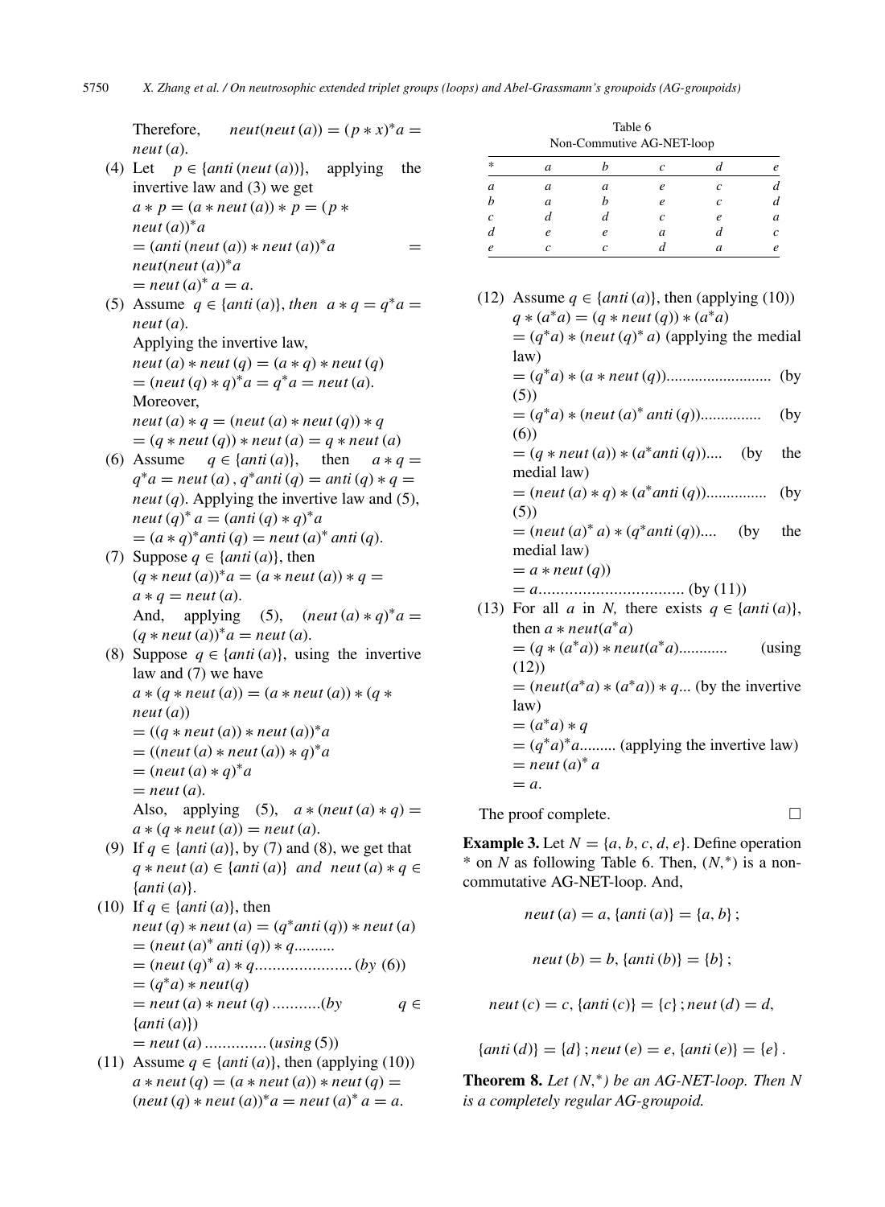Therefore, $neut(neut(a)) = (p * x)^* a = neut(a)$.

(4) Let $p \in \{anti(neut(a))\}$, applying the invertive law and (3) we get
$a * p = (a * neut(a)) * p = (p * neut(a))^* a$
$= (anti(neut(a)) * neut(a))^* a = neut(neut(a))^* a$
$= neut(a)^* a = a$.

(5) Assume $q \in \{anti(a)\}$, *then* $a * q = q^* a = neut(a)$.
Applying the invertive law,
$neut(a) * neut(q) = (a * q) * neut(q)$
$= (neut(q) * q)^* a = q^* a = neut(a)$.
Moreover,
$neut(a) * q = (neut(a) * neut(q)) * q$
$= (q * neut(q)) * neut(a) = q * neut(a)$

(6) Assume $q \in \{anti(a)\}$, then $a * q = q^* a = neut(a)$, $q^* anti(q) = anti(q) * q = neut(q)$. Applying the invertive law and (5),
$neut(q)^* a = (anti(q) * q)^* a$
$= (a * q)^* anti(q) = neut(a)^* anti(q)$.

(7) Suppose $q \in \{anti(a)\}$, then
$(q * neut(a))^* a = (a * neut(a)) * q = a * q = neut(a)$.
And, applying (5), $(neut(a) * q)^* a = (q * neut(a))^* a = neut(a)$.

(8) Suppose $q \in \{anti(a)\}$, using the invertive law and (7) we have
$a * (q * neut(a)) = (a * neut(a)) * (q * neut(a))$
$= ((q * neut(a)) * neut(a))^* a$
$= ((neut(a) * neut(a)) * q)^* a$
$= (neut(a) * q)^* a$
$= neut(a)$.
Also, applying (5), $a * (neut(a) * q) = a * (q * neut(a)) = neut(a)$.

(9) If $q \in \{anti(a)\}$, by (7) and (8), we get that $q * neut(a) \in \{anti(a)\}$ *and* $neut(a) * q \in \{anti(a)\}$.

(10) If $q \in \{anti(a)\}$, then
$neut(q) * neut(a) = (q^* anti(q)) * neut(a)$
$= (neut(a)^* anti(q)) * q$..........
$= (neut(q)^* a) * q$...................... (by (6))
$= (q^* a) * neut(q)$
$= neut(a) * neut(q)$ ...........(by $q \in \{anti(a)\}$)
$= neut(a)$ ..............(using (5))

(11) Assume $q \in \{anti(a)\}$, then (applying (10))
$a * neut(q) = (a * neut(a)) * neut(q) = (neut(q) * neut(a))^* a = neut(a)^* a = a$.

(12) Assume $q \in \{anti(a)\}$, then (applying (10))
$q * (a^* a) = (q * neut(q)) * (a^* a)$
$= (q^* a) * (neut(q)^* a)$ (applying the medial law)
$= (q^* a) * (a * neut(q))$.......................... (by (5))
$= (q^* a) * (neut(a)^* anti(q))$............... (by (6))
$= (q * neut(a)) * (a^* anti(q))$.... (by the medial law)
$= (neut(a) * q) * (a^* anti(q))$............... (by (5))
$= (neut(a)^* a) * (q^* anti(q))$.... (by the medial law)
$= a * neut(q)$)
$= a$................................. (by (11))

(13) For all $a$ in $N$, there exists $q \in \{anti(a)\}$, then $a * neut(a^* a)$
$= (q * (a^* a)) * neut(a^* a)$............ (using (12))
$= (neut(a^* a) * (a^* a)) * q$... (by the invertive law)
$= (a^* a) * q$
$= (q^* a)^* a$......... (applying the invertive law)
$= neut(a)^* a$
$= a$.

The proof complete. □

Table 6
Non-Commutive AG-NET-loop

| * | a | b | c | d | e |
|---|---|---|---|---|---|
| a | a | a | e | c | d |
| b | a | b | e | c | d |
| c | d | d | c | e | a |
| d | e | e | a | d | c |
| e | c | c | d | a | e |

**Example 3.** Let $N = \{a, b, c, d, e\}$. Define operation * on $N$ as following Table 6. Then, $(N, ^*)$ is a non-commutative AG-NET-loop. And,

$$neut(a) = a, \{anti(a)\} = \{a, b\};$$

$$neut(b) = b, \{anti(b)\} = \{b\};$$

$$neut(c) = c, \{anti(c)\} = \{c\}; neut(d) = d,$$

$$\{anti(d)\} = \{d\}; neut(e) = e, \{anti(e)\} = \{e\}.$$

**Theorem 8.** *Let $(N, ^*)$ be an AG-NET-loop. Then N is a completely regular AG-groupoid.*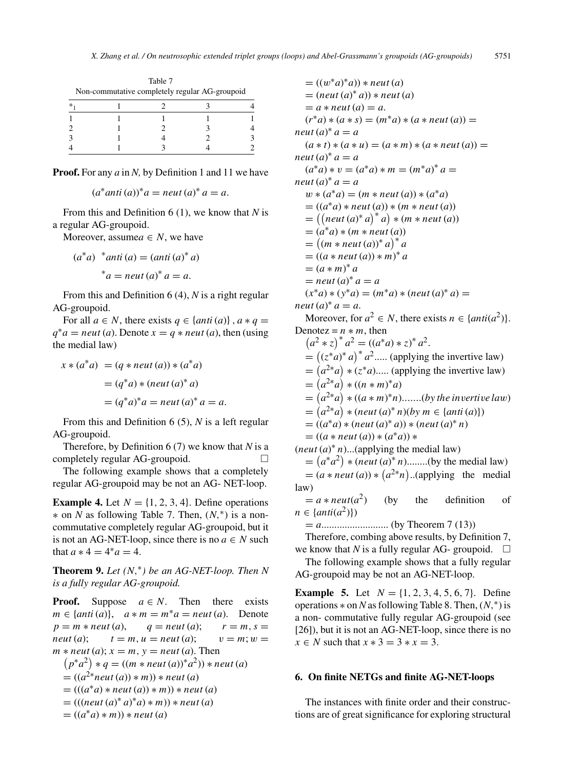Table 7
Non-commutative completely regular AG-groupoid

| $*_1$ | 1 | 2 | 3 | 4 |
|---|---|---|---|---|
| 1 | 1 | 1 | 1 | 1 |
| 2 | 1 | 2 | 3 | 4 |
| 3 | 1 | 4 | 2 | 3 |
| 4 | 1 | 3 | 4 | 2 |

**Proof.** For any $a$ in $N$, by Definition 1 and 11 we have

$$(a^* anti(a))^* a = neut(a)^* a = a.$$

From this and Definition 6 (1), we know that $N$ is a regular AG-groupoid.

Moreover, assume $a \in N$, we have

$$(a^* a)\ ^* anti(a) = (anti(a)^* a)$$
$$^* a = neut(a)^* a = a.$$

From this and Definition 6 (4), $N$ is a right regular AG-groupoid.

For all $a \in N$, there exists $q \in \{anti(a)\}$, $a * q = q^* a = neut(a)$. Denote $x = q * neut(a)$, then (using the medial law)

$$\begin{aligned} x * (a^* a) &= (q * neut(a)) * (a^* a) \\ &= (q^* a) * (neut(a)^* a) \\ &= (q^* a)^* a = neut(a)^* a = a. \end{aligned}$$

From this and Definition 6 (5), $N$ is a left regular AG-groupoid.

Therefore, by Definition 6 (7) we know that $N$ is a completely regular AG-groupoid. □

The following example shows that a completely regular AG-groupoid may be not an AG- NET-loop.

**Example 4.** Let $N = \{1, 2, 3, 4\}$. Define operations $*$ on $N$ as following Table 7. Then, $(N,^*)$ is a non-commutative completely regular AG-groupoid, but it is not an AG-NET-loop, since there is no $a \in N$ such that $a * 4 = 4^* a = 4$.

**Theorem 9.** *Let $(N,^*)$ be an AG-NET-loop. Then N is a fully regular AG-groupoid.*

**Proof.** Suppose $a \in N$. Then there exists $m \in \{anti(a)\}$, $a * m = m^* a = neut(a)$. Denote $p = m * neut(a)$, $q = neut(a)$; $r = m$, $s = neut(a)$; $t = m$, $u = neut(a)$; $v = m$; $w = m * neut(a)$; $x = m$, $y = neut(a)$. Then

$\left(p^* a^2\right) * q = ((m * neut(a))^* a^2)) * neut(a)$
$= ((a^{2*} neut(a)) * m)) * neut(a)$
$= (((a^* a) * neut(a)) * m)) * neut(a)$
$= (((neut(a)^* a)^* a) * m)) * neut(a)$
$= ((a^* a) * m)) * neut(a)$
$= ((w^* a)^* a)) * neut(a)$
$= (neut(a)^* a)) * neut(a)$
$= a * neut(a) = a.$

$(r^* a) * (a * s) = (m^* a) * (a * neut(a)) = neut(a)^* a = a$

$(a * t) * (a * u) = (a * m) * (a * neut(a)) = neut(a)^* a = a$

$(a^* a) * v = (a^* a) * m = (m^* a)^* a = neut(a)^* a = a$

$w * (a^* a) = (m * neut(a)) * (a^* a)$
$= ((a^* a) * neut(a)) * (m * neut(a))$
$= \left(\left(neut(a)^* a\right)^* a\right) * (m * neut(a))$
$= (a^* a) * (m * neut(a))$
$= \left((m * neut(a))^* a\right)^* a$
$= ((a * neut(a)) * m)^* a$
$= (a * m)^* a$
$= neut(a)^* a = a$

$(x^* a) * (y^* a) = (m^* a) * (neut(a)^* a) = neut(a)^* a = a.$

Moreover, for $a^2 \in N$, there exists $n \in \{anti(a^2)\}$. Denote $z = n * m$, then

$\left(a^2 * z\right)^* a^2 = ((a^* a) * z)^* a^2.$
$= \left((z^* a)^* a\right)^* a^2$..... (applying the invertive law)
$= \left(a^{2*} a\right) * (z^* a)$..... (applying the invertive law)
$= \left(a^{2*} a\right) * ((n * m)^* a)$
$= \left(a^{2*} a\right) * ((a * m)^* n)$.......(*by the invertive law*)
$= \left(a^{2*} a\right) * (neut(a)^* n)$(by $m \in \{anti(a)\}$)
$= ((a^* a) * (neut(a)^* a)) * (neut(a)^* n)$
$= ((a * neut(a)) * (a^* a)) * (neut(a)^* n)$...(applying the medial law)
$= \left(a^* a^2\right) * (neut(a)^* n)$........(by the medial law)
$= (a * neut(a)) * \left(a^{2*} n\right)$..(applying the medial law)
$= a * neut(a^2)$ (by the definition of $n \in \{anti(a^2)\}$)
$= a$.......................... (by Theorem 7 (13))

Therefore, combing above results, by Definition 7, we know that $N$ is a fully regular AG- groupoid. □

The following example shows that a fully regular AG-groupoid may be not an AG-NET-loop.

**Example 5.** Let $N = \{1, 2, 3, 4, 5, 6, 7\}$. Define operations $*$ on $N$ as following Table 8. Then, $(N,^*)$ is a non- commutative fully regular AG-groupoid (see [26]), but it is not an AG-NET-loop, since there is no $x \in N$ such that $x * 3 = 3 * x = 3$.

## 6. On finite NETGs and finite AG-NET-loops

The instances with finite order and their constructions are of great significance for exploring structural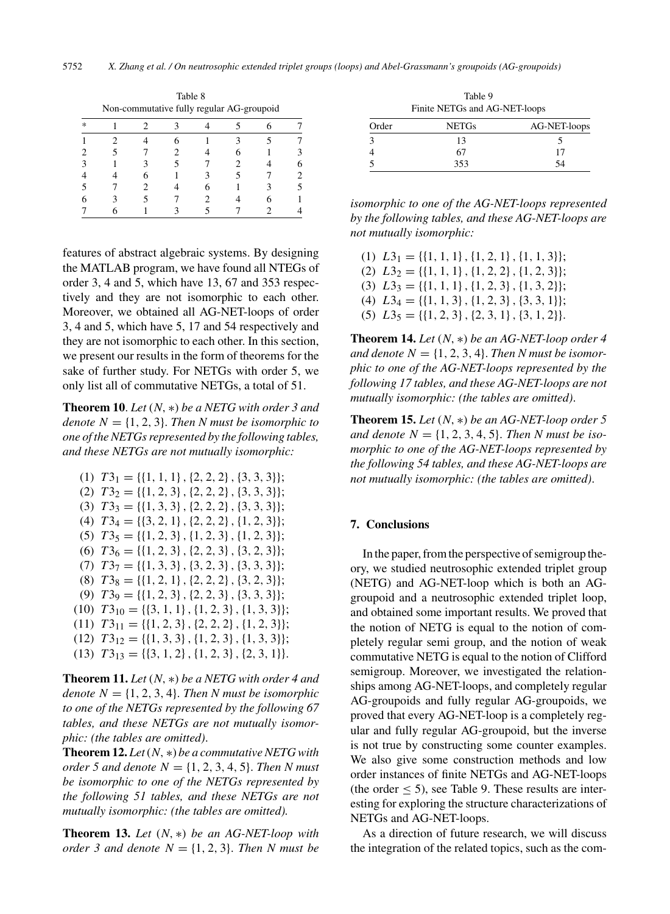Table 8
Non-commutative fully regular AG-groupoid

| * | 1 | 2 | 3 | 4 | 5 | 6 | 7 |
|---|---|---|---|---|---|---|---|
| 1 | 2 | 4 | 6 | 1 | 3 | 5 | 7 |
| 2 | 5 | 7 | 2 | 4 | 6 | 1 | 3 |
| 3 | 1 | 3 | 5 | 7 | 2 | 4 | 6 |
| 4 | 4 | 6 | 1 | 3 | 5 | 7 | 2 |
| 5 | 7 | 2 | 4 | 6 | 1 | 3 | 5 |
| 6 | 3 | 5 | 7 | 2 | 4 | 6 | 1 |
| 7 | 6 | 1 | 3 | 5 | 7 | 2 | 4 |

features of abstract algebraic systems. By designing the MATLAB program, we have found all NTEGs of order 3, 4 and 5, which have 13, 67 and 353 respectively and they are not isomorphic to each other. Moreover, we obtained all AG-NET-loops of order 3, 4 and 5, which have 5, 17 and 54 respectively and they are not isomorphic to each other. In this section, we present our results in the form of theorems for the sake of further study. For NETGs with order 5, we only list all of commutative NETGs, a total of 51.

**Theorem 10**. *Let $(N, *)$ be a NETG with order 3 and denote $N = \{1, 2, 3\}$. Then N must be isomorphic to one of the NETGs represented by the following tables, and these NETGs are not mutually isomorphic:*

(1) $T3_1 = \{\{1, 1, 1\}, \{2, 2, 2\}, \{3, 3, 3\}\}$;
(2) $T3_2 = \{\{1, 2, 3\}, \{2, 2, 2\}, \{3, 3, 3\}\}$;
(3) $T3_3 = \{\{1, 3, 3\}, \{2, 2, 2\}, \{3, 3, 3\}\}$;
(4) $T3_4 = \{\{3, 2, 1\}, \{2, 2, 2\}, \{1, 2, 3\}\}$;
(5) $T3_5 = \{\{1, 2, 3\}, \{1, 2, 3\}, \{1, 2, 3\}\}$;
(6) $T3_6 = \{\{1, 2, 3\}, \{1, 2, 3\}, \{3, 2, 3\}\}$;
(7) $T3_7 = \{\{1, 3, 3\}, \{3, 2, 3\}, \{3, 3, 3\}\}$;
(8) $T3_8 = \{\{1, 2, 1\}, \{2, 2, 2\}, \{3, 2, 3\}\}$;
(9) $T3_9 = \{\{1, 2, 3\}, \{2, 2, 3\}, \{3, 3, 3\}\}$;
(10) $T3_{10} = \{\{3, 1, 1\}, \{1, 2, 3\}, \{1, 3, 3\}\}$;
(11) $T3_{11} = \{\{1, 2, 3\}, \{2, 2, 2\}, \{1, 2, 3\}\}$;
(12) $T3_{12} = \{\{1, 3, 3\}, \{1, 2, 3\}, \{1, 3, 3\}\}$;
(13) $T3_{13} = \{\{3, 1, 2\}, \{1, 2, 3\}, \{2, 3, 1\}\}$.

**Theorem 11.** *Let $(N, *)$ be a NETG with order 4 and denote $N = \{1, 2, 3, 4\}$. Then N must be isomorphic to one of the NETGs represented by the following 67 tables, and these NETGs are not mutually isomorphic: (the tables are omitted).*

**Theorem 12.** *Let $(N, *)$ be a commutative NETG with order 5 and denote $N = \{1, 2, 3, 4, 5\}$. Then N must be isomorphic to one of the NETGs represented by the following 51 tables, and these NETGs are not mutually isomorphic: (the tables are omitted).*

**Theorem 13.** *Let $(N, *)$ be an AG-NET-loop with order 3 and denote $N = \{1, 2, 3\}$. Then N must be isomorphic to one of the AG-NET-loops represented by the following tables, and these AG-NET-loops are not mutually isomorphic:*

(1) $L3_1 = \{\{1, 1, 1\}, \{1, 2, 1\}, \{1, 1, 3\}\}$;
(2) $L3_2 = \{\{1, 1, 1\}, \{1, 2, 2\}, \{1, 2, 3\}\}$;
(3) $L3_3 = \{\{1, 1, 1\}, \{1, 2, 3\}, \{1, 3, 2\}\}$;
(4) $L3_4 = \{\{1, 1, 3\}, \{1, 2, 3\}, \{3, 3, 1\}\}$;
(5) $L3_5 = \{\{1, 2, 3\}, \{2, 3, 1\}, \{3, 1, 2\}\}$.

**Theorem 14.** *Let $(N, *)$ be an AG-NET-loop order 4 and denote $N = \{1, 2, 3, 4\}$. Then N must be isomorphic to one of the AG-NET-loops represented by the following 17 tables, and these AG-NET-loops are not mutually isomorphic: (the tables are omitted).*

**Theorem 15.** *Let $(N, *)$ be an AG-NET-loop order 5 and denote $N = \{1, 2, 3, 4, 5\}$. Then N must be isomorphic to one of the AG-NET-loops represented by the following 54 tables, and these AG-NET-loops are not mutually isomorphic: (the tables are omitted).*

Table 9
Finite NETGs and AG-NET-loops

| Order | NETGs | AG-NET-loops |
|---|---|---|
| 3 | 13 | 5 |
| 4 | 67 | 17 |
| 5 | 353 | 54 |

## 7. Conclusions

In the paper, from the perspective of semigroup theory, we studied neutrosophic extended triplet group (NETG) and AG-NET-loop which is both an AG-groupoid and a neutrosophic extended triplet loop, and obtained some important results. We proved that the notion of NETG is equal to the notion of completely regular semi group, and the notion of weak commutative NETG is equal to the notion of Clifford semigroup. Moreover, we investigated the relationships among AG-NET-loops, and completely regular AG-groupoids and fully regular AG-groupoids, we proved that every AG-NET-loop is a completely regular and fully regular AG-groupoid, but the inverse is not true by constructing some counter examples. We also give some construction methods and low order instances of finite NETGs and AG-NET-loops (the order $\leq 5$), see Table 9. These results are interesting for exploring the structure characterizations of NETGs and AG-NET-loops.

As a direction of future research, we will discuss the integration of the related topics, such as the com-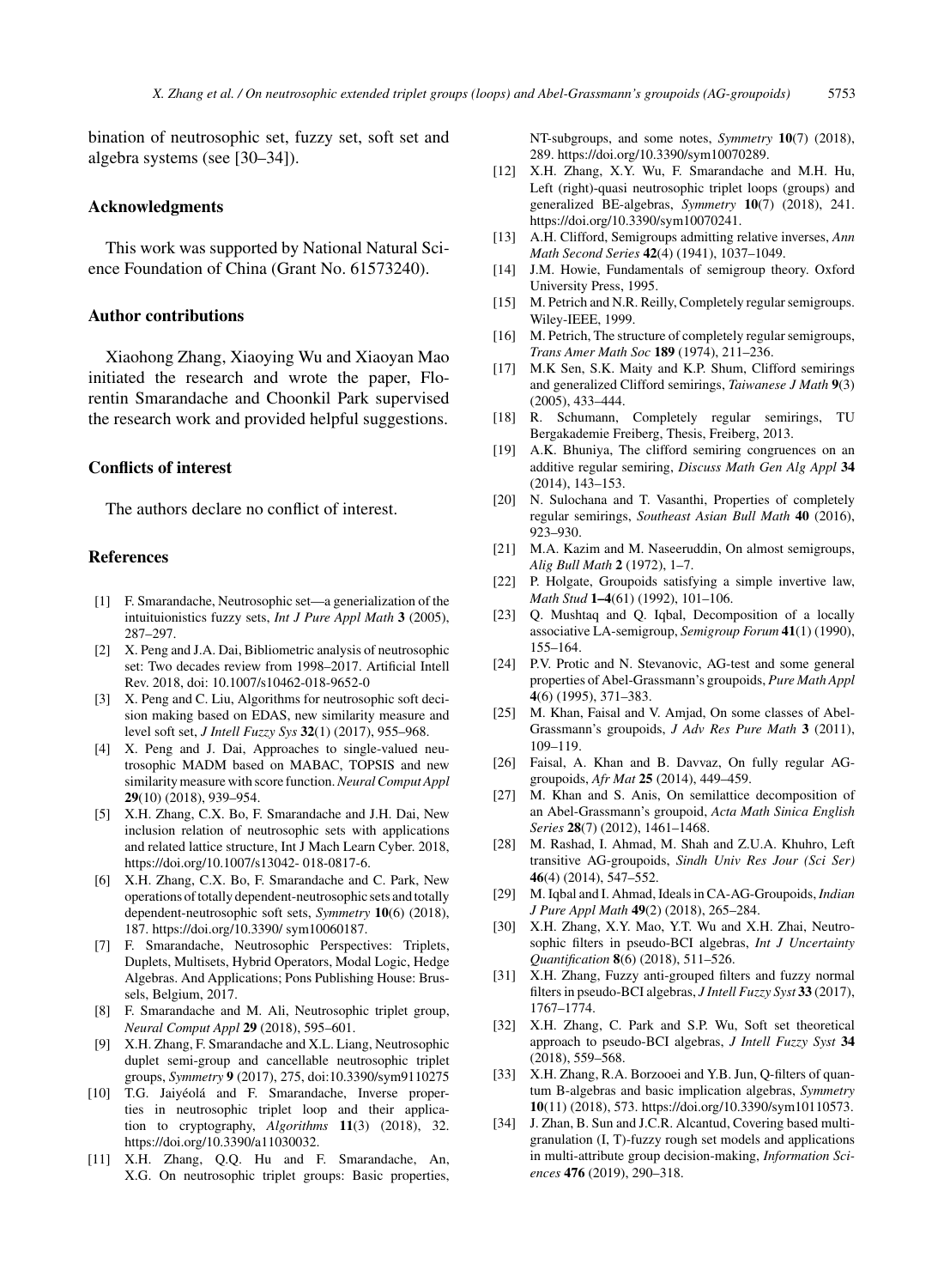bination of neutrosophic set, fuzzy set, soft set and algebra systems (see [30–34]).

## Acknowledgments

This work was supported by National Natural Science Foundation of China (Grant No. 61573240).

## Author contributions

Xiaohong Zhang, Xiaoying Wu and Xiaoyan Mao initiated the research and wrote the paper, Florentin Smarandache and Choonkil Park supervised the research work and provided helpful suggestions.

## Conflicts of interest

The authors declare no conflict of interest.

## References

[1] F. Smarandache, Neutrosophic set—a generialization of the intuituionistics fuzzy sets, *Int J Pure Appl Math* **3** (2005), 287–297.

[2] X. Peng and J.A. Dai, Bibliometric analysis of neutrosophic set: Two decades review from 1998–2017. Artificial Intell Rev. 2018, doi: 10.1007/s10462-018-9652-0

[3] X. Peng and C. Liu, Algorithms for neutrosophic soft decision making based on EDAS, new similarity measure and level soft set, *J Intell Fuzzy Sys* **32**(1) (2017), 955–968.

[4] X. Peng and J. Dai, Approaches to single-valued neutrosophic MADM based on MABAC, TOPSIS and new similarity measure with score function. *Neural Comput Appl* **29**(10) (2018), 939–954.

[5] X.H. Zhang, C.X. Bo, F. Smarandache and J.H. Dai, New inclusion relation of neutrosophic sets with applications and related lattice structure, Int J Mach Learn Cyber. 2018, https://doi.org/10.1007/s13042- 018-0817-6.

[6] X.H. Zhang, C.X. Bo, F. Smarandache and C. Park, New operations of totally dependent-neutrosophic sets and totally dependent-neutrosophic soft sets, *Symmetry* **10**(6) (2018), 187. https://doi.org/10.3390/ sym10060187.

[7] F. Smarandache, Neutrosophic Perspectives: Triplets, Duplets, Multisets, Hybrid Operators, Modal Logic, Hedge Algebras. And Applications; Pons Publishing House: Brussels, Belgium, 2017.

[8] F. Smarandache and M. Ali, Neutrosophic triplet group, *Neural Comput Appl* **29** (2018), 595–601.

[9] X.H. Zhang, F. Smarandache and X.L. Liang, Neutrosophic duplet semi-group and cancellable neutrosophic triplet groups, *Symmetry* **9** (2017), 275, doi:10.3390/sym9110275

[10] T.G. Jaiyéolá and F. Smarandache, Inverse properties in neutrosophic triplet loop and their application to cryptography, *Algorithms* **11**(3) (2018), 32. https://doi.org/10.3390/a11030032.

[11] X.H. Zhang, Q.Q. Hu and F. Smarandache, An, X.G. On neutrosophic triplet groups: Basic properties, NT-subgroups, and some notes, *Symmetry* **10**(7) (2018), 289. https://doi.org/10.3390/sym10070289.

[12] X.H. Zhang, X.Y. Wu, F. Smarandache and M.H. Hu, Left (right)-quasi neutrosophic triplet loops (groups) and generalized BE-algebras, *Symmetry* **10**(7) (2018), 241. https://doi.org/10.3390/sym10070241.

[13] A.H. Clifford, Semigroups admitting relative inverses, *Ann Math Second Series* **42**(4) (1941), 1037–1049.

[14] J.M. Howie, Fundamentals of semigroup theory. Oxford University Press, 1995.

[15] M. Petrich and N.R. Reilly, Completely regular semigroups. Wiley-IEEE, 1999.

[16] M. Petrich, The structure of completely regular semigroups, *Trans Amer Math Soc* **189** (1974), 211–236.

[17] M.K Sen, S.K. Maity and K.P. Shum, Clifford semirings and generalized Clifford semirings, *Taiwanese J Math* **9**(3) (2005), 433–444.

[18] R. Schumann, Completely regular semirings, TU Bergakademie Freiberg, Thesis, Freiberg, 2013.

[19] A.K. Bhuniya, The clifford semiring congruences on an additive regular semiring, *Discuss Math Gen Alg Appl* **34** (2014), 143–153.

[20] N. Sulochana and T. Vasanthi, Properties of completely regular semirings, *Southeast Asian Bull Math* **40** (2016), 923–930.

[21] M.A. Kazim and M. Naseeruddin, On almost semigroups, *Alig Bull Math* **2** (1972), 1–7.

[22] P. Holgate, Groupoids satisfying a simple invertive law, *Math Stud* **1–4**(61) (1992), 101–106.

[23] Q. Mushtaq and Q. Iqbal, Decomposition of a locally associative LA-semigroup, *Semigroup Forum* **41**(1) (1990), 155–164.

[24] P.V. Protic and N. Stevanovic, AG-test and some general properties of Abel-Grassmann's groupoids, *Pure Math Appl* **4**(6) (1995), 371–383.

[25] M. Khan, Faisal and V. Amjad, On some classes of Abel-Grassmann's groupoids, *J Adv Res Pure Math* **3** (2011), 109–119.

[26] Faisal, A. Khan and B. Davvaz, On fully regular AG-groupoids, *Afr Mat* **25** (2014), 449–459.

[27] M. Khan and S. Anis, On semilattice decomposition of an Abel-Grassmann's groupoid, *Acta Math Sinica English Series* **28**(7) (2012), 1461–1468.

[28] M. Rashad, I. Ahmad, M. Shah and Z.U.A. Khuhro, Left transitive AG-groupoids, *Sindh Univ Res Jour (Sci Ser)* **46**(4) (2014), 547–552.

[29] M. Iqbal and I. Ahmad, Ideals in CA-AG-Groupoids, *Indian J Pure Appl Math* **49**(2) (2018), 265–284.

[30] X.H. Zhang, X.Y. Mao, Y.T. Wu and X.H. Zhai, Neutrosophic filters in pseudo-BCI algebras, *Int J Uncertainty Quantification* **8**(6) (2018), 511–526.

[31] X.H. Zhang, Fuzzy anti-grouped filters and fuzzy normal filters in pseudo-BCI algebras, *J Intell Fuzzy Syst* **33** (2017), 1767–1774.

[32] X.H. Zhang, C. Park and S.P. Wu, Soft set theoretical approach to pseudo-BCI algebras, *J Intell Fuzzy Syst* **34** (2018), 559–568.

[33] X.H. Zhang, R.A. Borzooei and Y.B. Jun, Q-filters of quantum B-algebras and basic implication algebras, *Symmetry* **10**(11) (2018), 573. https://doi.org/10.3390/sym10110573.

[34] J. Zhan, B. Sun and J.C.R. Alcantud, Covering based multigranulation (I, T)-fuzzy rough set models and applications in multi-attribute group decision-making, *Information Sciences* **476** (2019), 290–318.